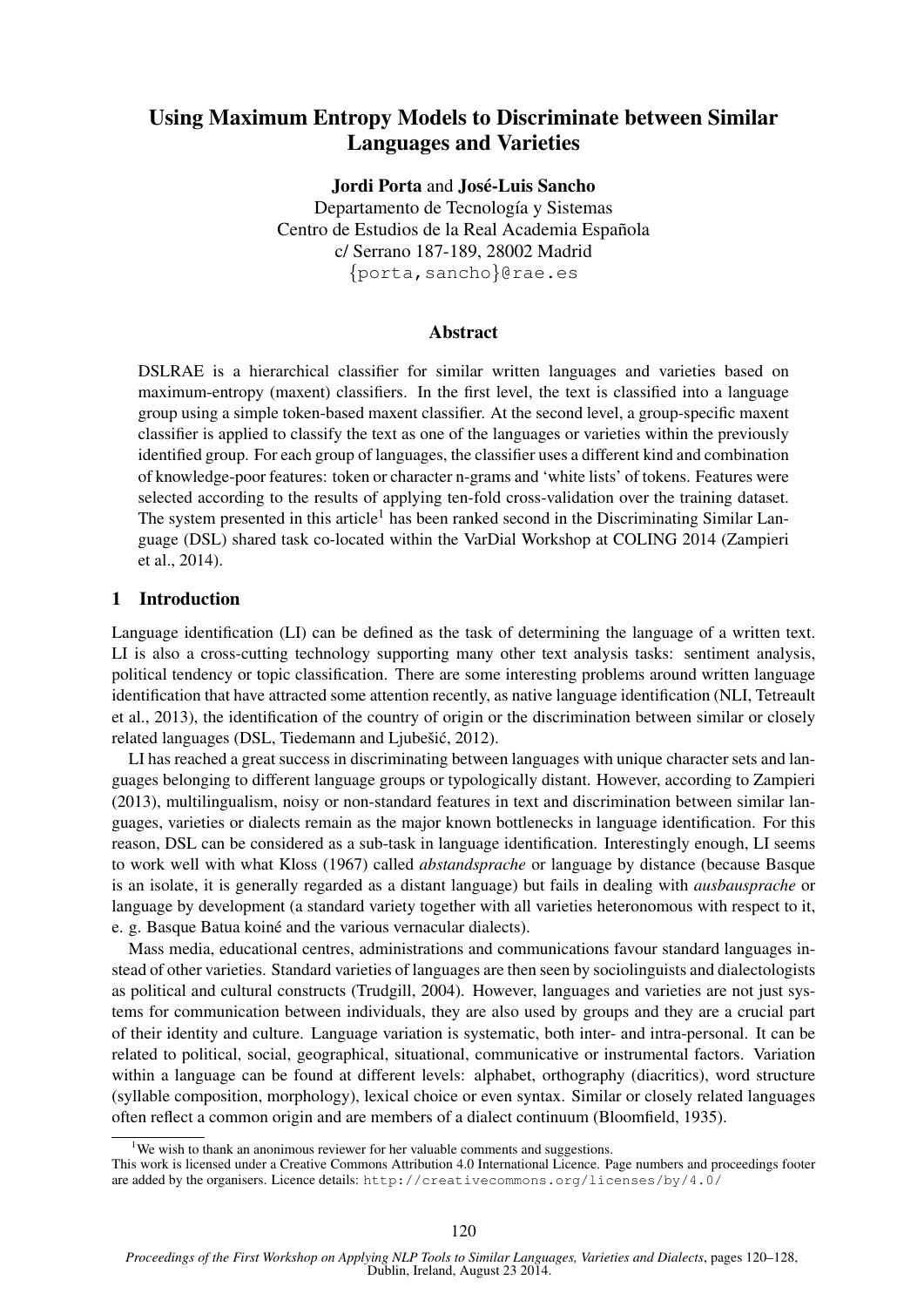# Using Maximum Entropy Models to Discriminate between Similar Languages and Varieties

**Jordi Porta** and **José-Luis Sancho**
Departamento de Tecnología y Sistemas
Centro de Estudios de la Real Academia Española
c/ Serrano 187-189, 28002 Madrid
{porta,sancho}@rae.es

## Abstract

DSLRAE is a hierarchical classifier for similar written languages and varieties based on maximum-entropy (maxent) classifiers. In the first level, the text is classified into a language group using a simple token-based maxent classifier. At the second level, a group-specific maxent classifier is applied to classify the text as one of the languages or varieties within the previously identified group. For each group of languages, the classifier uses a different kind and combination of knowledge-poor features: token or character n-grams and 'white lists' of tokens. Features were selected according to the results of applying ten-fold cross-validation over the training dataset. The system presented in this article[1] has been ranked second in the Discriminating Similar Language (DSL) shared task co-located within the VarDial Workshop at COLING 2014 (Zampieri et al., 2014).

## 1 Introduction

Language identification (LI) can be defined as the task of determining the language of a written text. LI is also a cross-cutting technology supporting many other text analysis tasks: sentiment analysis, political tendency or topic classification. There are some interesting problems around written language identification that have attracted some attention recently, as native language identification (NLI, Tetreault et al., 2013), the identification of the country of origin or the discrimination between similar or closely related languages (DSL, Tiedemann and Ljubešić, 2012).

LI has reached a great success in discriminating between languages with unique character sets and languages belonging to different language groups or typologically distant. However, according to Zampieri (2013), multilingualism, noisy or non-standard features in text and discrimination between similar languages, varieties or dialects remain as the major known bottlenecks in language identification. For this reason, DSL can be considered as a sub-task in language identification. Interestingly enough, LI seems to work well with what Kloss (1967) called *abstandsprache* or language by distance (because Basque is an isolate, it is generally regarded as a distant language) but fails in dealing with *ausbausprache* or language by development (a standard variety together with all varieties heteronomous with respect to it, e. g. Basque Batua koiné and the various vernacular dialects).

Mass media, educational centres, administrations and communications favour standard languages instead of other varieties. Standard varieties of languages are then seen by sociolinguists and dialectologists as political and cultural constructs (Trudgill, 2004). However, languages and varieties are not just systems for communication between individuals, they are also used by groups and they are a crucial part of their identity and culture. Language variation is systematic, both inter- and intra-personal. It can be related to political, social, geographical, situational, communicative or instrumental factors. Variation within a language can be found at different levels: alphabet, orthography (diacritics), word structure (syllable composition, morphology), lexical choice or even syntax. Similar or closely related languages often reflect a common origin and are members of a dialect continuum (Bloomfield, 1935).

[1] We wish to thank an anonimous reviewer for her valuable comments and suggestions.
This work is licensed under a Creative Commons Attribution 4.0 International Licence. Page numbers and proceedings footer are added by the organisers. Licence details: http://creativecommons.org/licenses/by/4.0/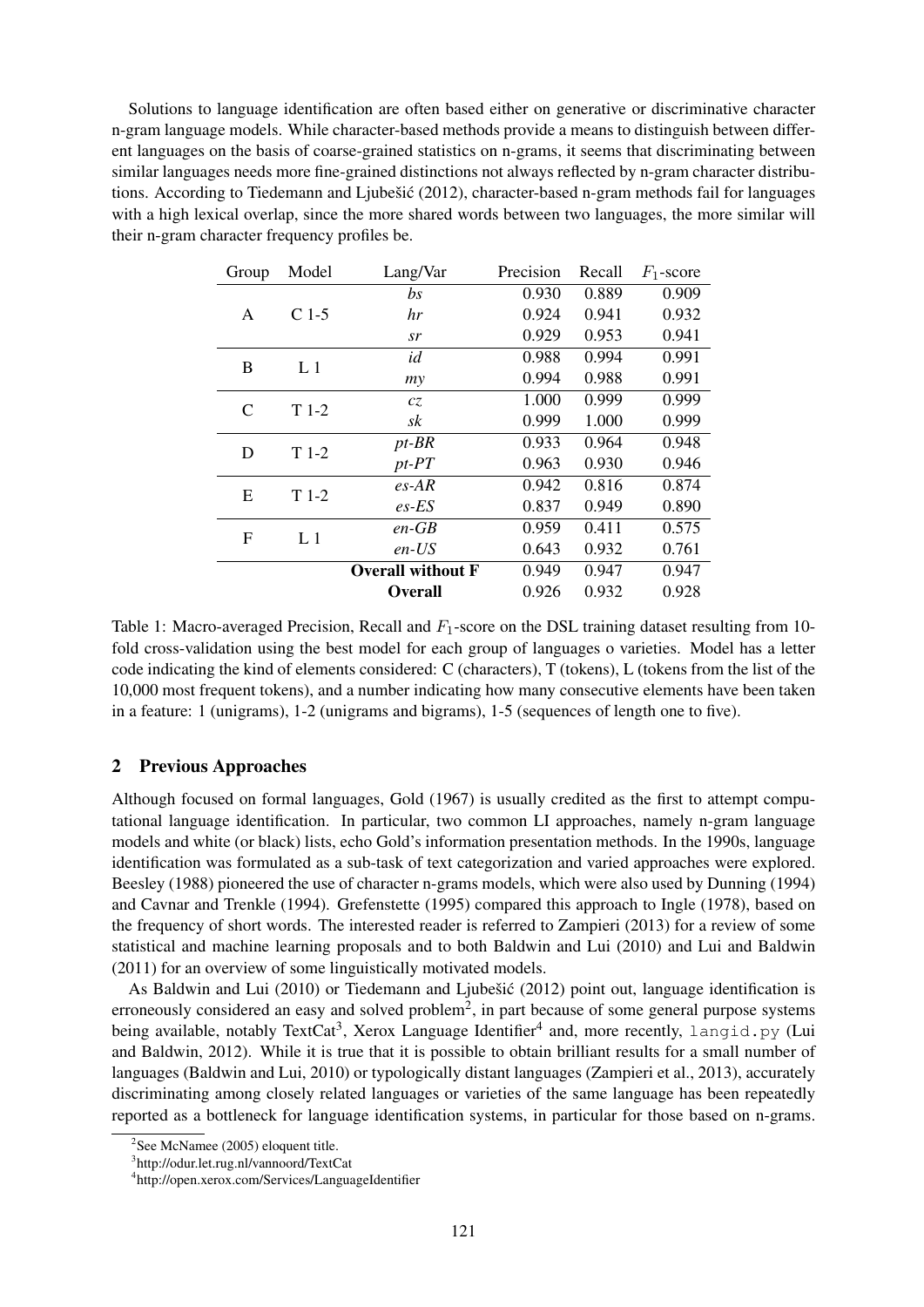Solutions to language identification are often based either on generative or discriminative character n-gram language models. While character-based methods provide a means to distinguish between different languages on the basis of coarse-grained statistics on n-grams, it seems that discriminating between similar languages needs more fine-grained distinctions not always reflected by n-gram character distributions. According to Tiedemann and Ljubešić (2012), character-based n-gram methods fail for languages with a high lexical overlap, since the more shared words between two languages, the more similar will their n-gram character frequency profiles be.

| Group | Model | Lang/Var | Precision | Recall | $F_1$-score |
|---|---|---|---|---|---|
| A | C 1-5 | *bs* | 0.930 | 0.889 | 0.909 |
| | | *hr* | 0.924 | 0.941 | 0.932 |
| | | *sr* | 0.929 | 0.953 | 0.941 |
| B | L 1 | *id* | 0.988 | 0.994 | 0.991 |
| | | *my* | 0.994 | 0.988 | 0.991 |
| C | T 1-2 | *cz* | 1.000 | 0.999 | 0.999 |
| | | *sk* | 0.999 | 1.000 | 0.999 |
| D | T 1-2 | *pt-BR* | 0.933 | 0.964 | 0.948 |
| | | *pt-PT* | 0.963 | 0.930 | 0.946 |
| E | T 1-2 | *es-AR* | 0.942 | 0.816 | 0.874 |
| | | *es-ES* | 0.837 | 0.949 | 0.890 |
| F | L 1 | *en-GB* | 0.959 | 0.411 | 0.575 |
| | | *en-US* | 0.643 | 0.932 | 0.761 |
| | | **Overall without F** | 0.949 | 0.947 | 0.947 |
| | | **Overall** | 0.926 | 0.932 | 0.928 |

Table 1: Macro-averaged Precision, Recall and $F_1$-score on the DSL training dataset resulting from 10-fold cross-validation using the best model for each group of languages o varieties. Model has a letter code indicating the kind of elements considered: C (characters), T (tokens), L (tokens from the list of the 10,000 most frequent tokens), and a number indicating how many consecutive elements have been taken in a feature: 1 (unigrams), 1-2 (unigrams and bigrams), 1-5 (sequences of length one to five).

## 2 Previous Approaches

Although focused on formal languages, Gold (1967) is usually credited as the first to attempt computational language identification. In particular, two common LI approaches, namely n-gram language models and white (or black) lists, echo Gold's information presentation methods. In the 1990s, language identification was formulated as a sub-task of text categorization and varied approaches were explored. Beesley (1988) pioneered the use of character n-grams models, which were also used by Dunning (1994) and Cavnar and Trenkle (1994). Grefenstette (1995) compared this approach to Ingle (1978), based on the frequency of short words. The interested reader is referred to Zampieri (2013) for a review of some statistical and machine learning proposals and to both Baldwin and Lui (2010) and Lui and Baldwin (2011) for an overview of some linguistically motivated models.

As Baldwin and Lui (2010) or Tiedemann and Ljubešić (2012) point out, language identification is erroneously considered an easy and solved problem[2], in part because of some general purpose systems being available, notably TextCat[3], Xerox Language Identifier[4] and, more recently, `langid.py` (Lui and Baldwin, 2012). While it is true that it is possible to obtain brilliant results for a small number of languages (Baldwin and Lui, 2010) or typologically distant languages (Zampieri et al., 2013), accurately discriminating among closely related languages or varieties of the same language has been repeatedly reported as a bottleneck for language identification systems, in particular for those based on n-grams.

[2] See McNamee (2005) eloquent title.

[3] http://odur.let.rug.nl/vannoord/TextCat

[4] http://open.xerox.com/Services/LanguageIdentifier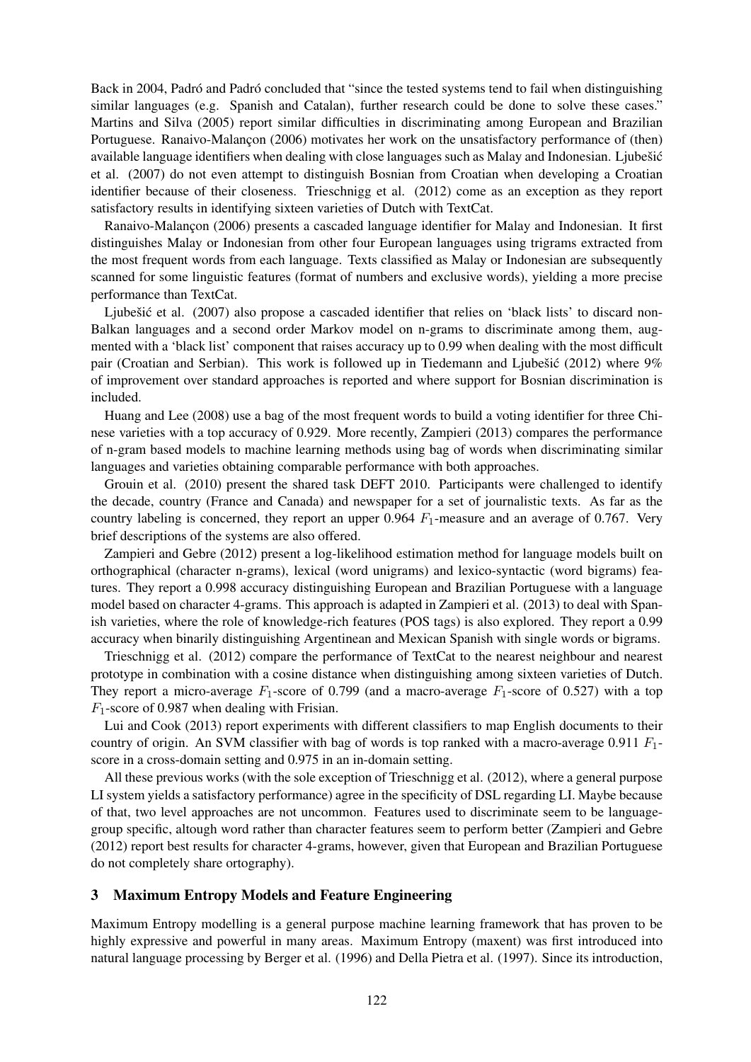Back in 2004, Padró and Padró concluded that "since the tested systems tend to fail when distinguishing similar languages (e.g. Spanish and Catalan), further research could be done to solve these cases." Martins and Silva (2005) report similar difficulties in discriminating among European and Brazilian Portuguese. Ranaivo-Malançon (2006) motivates her work on the unsatisfactory performance of (then) available language identifiers when dealing with close languages such as Malay and Indonesian. Ljubešić et al. (2007) do not even attempt to distinguish Bosnian from Croatian when developing a Croatian identifier because of their closeness. Trieschnigg et al. (2012) come as an exception as they report satisfactory results in identifying sixteen varieties of Dutch with TextCat.

Ranaivo-Malançon (2006) presents a cascaded language identifier for Malay and Indonesian. It first distinguishes Malay or Indonesian from other four European languages using trigrams extracted from the most frequent words from each language. Texts classified as Malay or Indonesian are subsequently scanned for some linguistic features (format of numbers and exclusive words), yielding a more precise performance than TextCat.

Ljubešić et al. (2007) also propose a cascaded identifier that relies on 'black lists' to discard non-Balkan languages and a second order Markov model on n-grams to discriminate among them, augmented with a 'black list' component that raises accuracy up to 0.99 when dealing with the most difficult pair (Croatian and Serbian). This work is followed up in Tiedemann and Ljubešić (2012) where 9% of improvement over standard approaches is reported and where support for Bosnian discrimination is included.

Huang and Lee (2008) use a bag of the most frequent words to build a voting identifier for three Chinese varieties with a top accuracy of 0.929. More recently, Zampieri (2013) compares the performance of n-gram based models to machine learning methods using bag of words when discriminating similar languages and varieties obtaining comparable performance with both approaches.

Grouin et al. (2010) present the shared task DEFT 2010. Participants were challenged to identify the decade, country (France and Canada) and newspaper for a set of journalistic texts. As far as the country labeling is concerned, they report an upper 0.964 $F_1$-measure and an average of 0.767. Very brief descriptions of the systems are also offered.

Zampieri and Gebre (2012) present a log-likelihood estimation method for language models built on orthographical (character n-grams), lexical (word unigrams) and lexico-syntactic (word bigrams) features. They report a 0.998 accuracy distinguishing European and Brazilian Portuguese with a language model based on character 4-grams. This approach is adapted in Zampieri et al. (2013) to deal with Spanish varieties, where the role of knowledge-rich features (POS tags) is also explored. They report a 0.99 accuracy when binarily distinguishing Argentinean and Mexican Spanish with single words or bigrams.

Trieschnigg et al. (2012) compare the performance of TextCat to the nearest neighbour and nearest prototype in combination with a cosine distance when distinguishing among sixteen varieties of Dutch. They report a micro-average $F_1$-score of 0.799 (and a macro-average $F_1$-score of 0.527) with a top $F_1$-score of 0.987 when dealing with Frisian.

Lui and Cook (2013) report experiments with different classifiers to map English documents to their country of origin. An SVM classifier with bag of words is top ranked with a macro-average 0.911 $F_1$-score in a cross-domain setting and 0.975 in an in-domain setting.

All these previous works (with the sole exception of Trieschnigg et al. (2012), where a general purpose LI system yields a satisfactory performance) agree in the specificity of DSL regarding LI. Maybe because of that, two level approaches are not uncommon. Features used to discriminate seem to be language-group specific, altough word rather than character features seem to perform better (Zampieri and Gebre (2012) report best results for character 4-grams, however, given that European and Brazilian Portuguese do not completely share ortography).

## 3 Maximum Entropy Models and Feature Engineering

Maximum Entropy modelling is a general purpose machine learning framework that has proven to be highly expressive and powerful in many areas. Maximum Entropy (maxent) was first introduced into natural language processing by Berger et al. (1996) and Della Pietra et al. (1997). Since its introduction,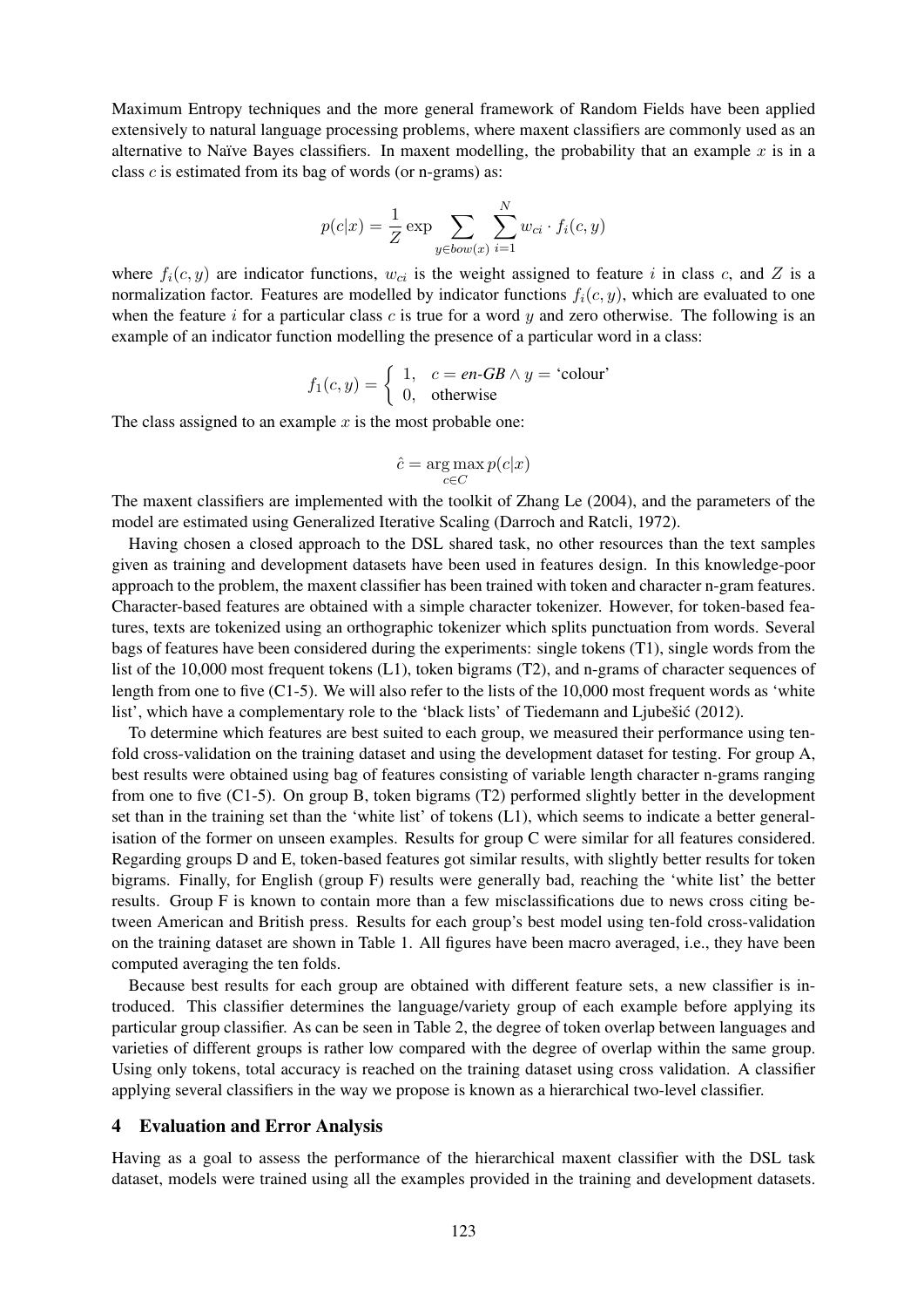Maximum Entropy techniques and the more general framework of Random Fields have been applied extensively to natural language processing problems, where maxent classifiers are commonly used as an alternative to Naïve Bayes classifiers. In maxent modelling, the probability that an example $x$ is in a class $c$ is estimated from its bag of words (or n-grams) as:

$$p(c|x) = \frac{1}{Z} \exp \sum_{y \in bow(x)} \sum_{i=1}^{N} w_{ci} \cdot f_i(c, y)$$

where $f_i(c, y)$ are indicator functions, $w_{ci}$ is the weight assigned to feature $i$ in class $c$, and $Z$ is a normalization factor. Features are modelled by indicator functions $f_i(c, y)$, which are evaluated to one when the feature $i$ for a particular class $c$ is true for a word $y$ and zero otherwise. The following is an example of an indicator function modelling the presence of a particular word in a class:

$$f_1(c, y) = \begin{cases} 1, & c = \textit{en-GB} \wedge y = \text{`colour'} \\ 0, & \text{otherwise} \end{cases}$$

The class assigned to an example $x$ is the most probable one:

$$\hat{c} = \arg\max_{c \in C} p(c|x)$$

The maxent classifiers are implemented with the toolkit of Zhang Le (2004), and the parameters of the model are estimated using Generalized Iterative Scaling (Darroch and Ratcli, 1972).

Having chosen a closed approach to the DSL shared task, no other resources than the text samples given as training and development datasets have been used in features design. In this knowledge-poor approach to the problem, the maxent classifier has been trained with token and character n-gram features. Character-based features are obtained with a simple character tokenizer. However, for token-based features, texts are tokenized using an orthographic tokenizer which splits punctuation from words. Several bags of features have been considered during the experiments: single tokens (T1), single words from the list of the 10,000 most frequent tokens (L1), token bigrams (T2), and n-grams of character sequences of length from one to five (C1-5). We will also refer to the lists of the 10,000 most frequent words as 'white list', which have a complementary role to the 'black lists' of Tiedemann and Ljubešić (2012).

To determine which features are best suited to each group, we measured their performance using ten-fold cross-validation on the training dataset and using the development dataset for testing. For group A, best results were obtained using bag of features consisting of variable length character n-grams ranging from one to five (C1-5). On group B, token bigrams (T2) performed slightly better in the development set than in the training set than the 'white list' of tokens (L1), which seems to indicate a better generalisation of the former on unseen examples. Results for group C were similar for all features considered. Regarding groups D and E, token-based features got similar results, with slightly better results for token bigrams. Finally, for English (group F) results were generally bad, reaching the 'white list' the better results. Group F is known to contain more than a few misclassifications due to news cross citing between American and British press. Results for each group's best model using ten-fold cross-validation on the training dataset are shown in Table 1. All figures have been macro averaged, i.e., they have been computed averaging the ten folds.

Because best results for each group are obtained with different feature sets, a new classifier is introduced. This classifier determines the language/variety group of each example before applying its particular group classifier. As can be seen in Table 2, the degree of token overlap between languages and varieties of different groups is rather low compared with the degree of overlap within the same group. Using only tokens, total accuracy is reached on the training dataset using cross validation. A classifier applying several classifiers in the way we propose is known as a hierarchical two-level classifier.

## 4 Evaluation and Error Analysis

Having as a goal to assess the performance of the hierarchical maxent classifier with the DSL task dataset, models were trained using all the examples provided in the training and development datasets.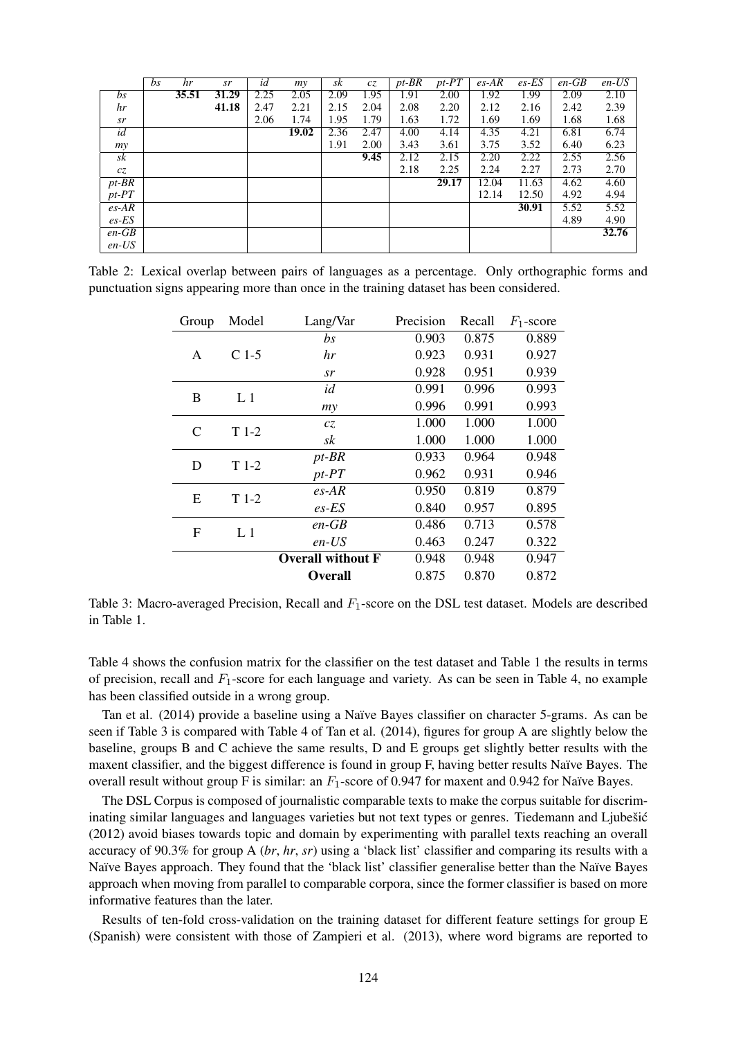| | *bs* | *hr* | *sr* | *id* | *my* | *sk* | *cz* | *pt-BR* | *pt-PT* | *es-AR* | *es-ES* | *en-GB* | *en-US* |
|---|---|---|---|---|---|---|---|---|---|---|---|---|---|
| *bs* | | **35.51** | **31.29** | 2.25 | 2.05 | 2.09 | 1.95 | 1.91 | 2.00 | 1.92 | 1.99 | 2.09 | 2.10 |
| *hr* | | | **41.18** | 2.47 | 2.21 | 2.15 | 2.04 | 2.08 | 2.20 | 2.12 | 2.16 | 2.42 | 2.39 |
| *sr* | | | | 2.06 | 1.74 | 1.95 | 1.79 | 1.63 | 1.72 | 1.69 | 1.69 | 1.68 | 1.68 |
| *id* | | | | | **19.02** | 2.36 | 2.47 | 4.00 | 4.14 | 4.35 | 4.21 | 6.81 | 6.74 |
| *my* | | | | | | 1.91 | 2.00 | 3.43 | 3.61 | 3.75 | 3.52 | 6.40 | 6.23 |
| *sk* | | | | | | | **9.45** | 2.12 | 2.15 | 2.20 | 2.22 | 2.55 | 2.56 |
| *cz* | | | | | | | | 2.18 | 2.25 | 2.24 | 2.27 | 2.73 | 2.70 |
| *pt-BR* | | | | | | | | | **29.17** | 12.04 | 11.63 | 4.62 | 4.60 |
| *pt-PT* | | | | | | | | | | 12.14 | 12.50 | 4.92 | 4.94 |
| *es-AR* | | | | | | | | | | | **30.91** | 5.52 | 5.52 |
| *es-ES* | | | | | | | | | | | | 4.89 | 4.90 |
| *en-GB* | | | | | | | | | | | | | **32.76** |
| *en-US* | | | | | | | | | | | | | |

Table 2: Lexical overlap between pairs of languages as a percentage. Only orthographic forms and punctuation signs appearing more than once in the training dataset has been considered.

| Group | Model | Lang/Var | Precision | Recall | $F_1$-score |
|---|---|---|---|---|---|
| A | C 1-5 | *bs* | 0.903 | 0.875 | 0.889 |
| | | *hr* | 0.923 | 0.931 | 0.927 |
| | | *sr* | 0.928 | 0.951 | 0.939 |
| B | L 1 | *id* | 0.991 | 0.996 | 0.993 |
| | | *my* | 0.996 | 0.991 | 0.993 |
| C | T 1-2 | *cz* | 1.000 | 1.000 | 1.000 |
| | | *sk* | 1.000 | 1.000 | 1.000 |
| D | T 1-2 | *pt-BR* | 0.933 | 0.964 | 0.948 |
| | | *pt-PT* | 0.962 | 0.931 | 0.946 |
| E | T 1-2 | *es-AR* | 0.950 | 0.819 | 0.879 |
| | | *es-ES* | 0.840 | 0.957 | 0.895 |
| F | L 1 | *en-GB* | 0.486 | 0.713 | 0.578 |
| | | *en-US* | 0.463 | 0.247 | 0.322 |
| | | **Overall without F** | 0.948 | 0.948 | 0.947 |
| | | **Overall** | 0.875 | 0.870 | 0.872 |

Table 3: Macro-averaged Precision, Recall and $F_1$-score on the DSL test dataset. Models are described in Table 1.

Table 4 shows the confusion matrix for the classifier on the test dataset and Table 1 the results in terms of precision, recall and $F_1$-score for each language and variety. As can be seen in Table 4, no example has been classified outside in a wrong group.

Tan et al. (2014) provide a baseline using a Naïve Bayes classifier on character 5-grams. As can be seen if Table 3 is compared with Table 4 of Tan et al. (2014), figures for group A are slightly below the baseline, groups B and C achieve the same results, D and E groups get slightly better results with the maxent classifier, and the biggest difference is found in group F, having better results Naïve Bayes. The overall result without group F is similar: an $F_1$-score of 0.947 for maxent and 0.942 for Naïve Bayes.

The DSL Corpus is composed of journalistic comparable texts to make the corpus suitable for discriminating similar languages and languages varieties but not text types or genres. Tiedemann and Ljubešić (2012) avoid biases towards topic and domain by experimenting with parallel texts reaching an overall accuracy of 90.3% for group A (*br*, *hr*, *sr*) using a 'black list' classifier and comparing its results with a Naïve Bayes approach. They found that the 'black list' classifier generalise better than the Naïve Bayes approach when moving from parallel to comparable corpora, since the former classifier is based on more informative features than the later.

Results of ten-fold cross-validation on the training dataset for different feature settings for group E (Spanish) were consistent with those of Zampieri et al. (2013), where word bigrams are reported to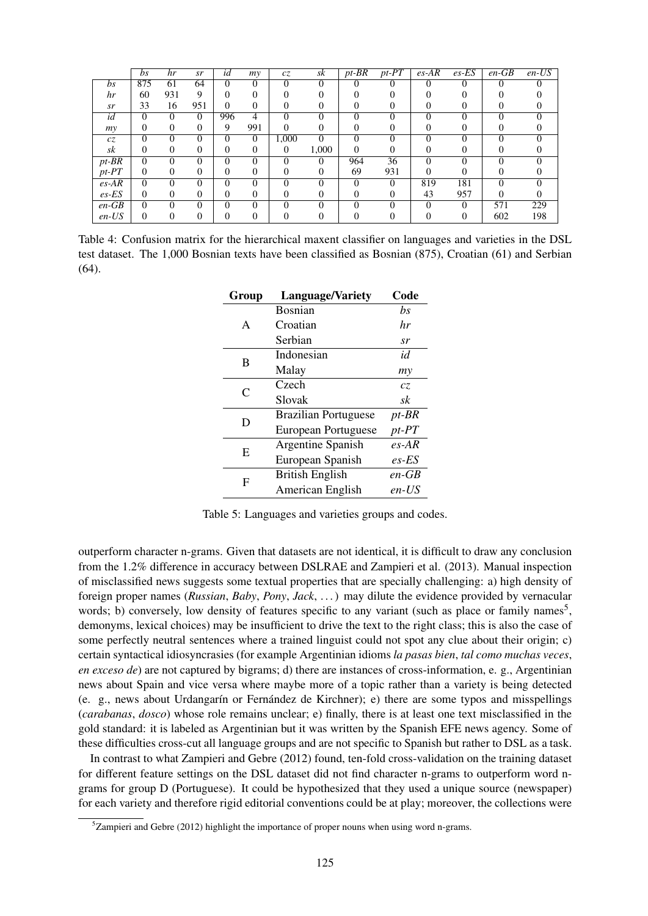| | *bs* | *hr* | *sr* | *id* | *my* | *cz* | *sk* | *pt-BR* | *pt-PT* | *es-AR* | *es-ES* | *en-GB* | *en-US* |
|---|---|---|---|---|---|---|---|---|---|---|---|---|---|
| *bs* | 875 | 61 | 64 | 0 | 0 | 0 | 0 | 0 | 0 | 0 | 0 | 0 | 0 |
| *hr* | 60 | 931 | 9 | 0 | 0 | 0 | 0 | 0 | 0 | 0 | 0 | 0 | 0 |
| *sr* | 33 | 16 | 951 | 0 | 0 | 0 | 0 | 0 | 0 | 0 | 0 | 0 | 0 |
| *id* | 0 | 0 | 0 | 996 | 4 | 0 | 0 | 0 | 0 | 0 | 0 | 0 | 0 |
| *my* | 0 | 0 | 0 | 9 | 991 | 0 | 0 | 0 | 0 | 0 | 0 | 0 | 0 |
| *cz* | 0 | 0 | 0 | 0 | 0 | 1,000 | 0 | 0 | 0 | 0 | 0 | 0 | 0 |
| *sk* | 0 | 0 | 0 | 0 | 0 | 0 | 1,000 | 0 | 0 | 0 | 0 | 0 | 0 |
| *pt-BR* | 0 | 0 | 0 | 0 | 0 | 0 | 0 | 964 | 36 | 0 | 0 | 0 | 0 |
| *pt-PT* | 0 | 0 | 0 | 0 | 0 | 0 | 0 | 69 | 931 | 0 | 0 | 0 | 0 |
| *es-AR* | 0 | 0 | 0 | 0 | 0 | 0 | 0 | 0 | 0 | 819 | 181 | 0 | 0 |
| *es-ES* | 0 | 0 | 0 | 0 | 0 | 0 | 0 | 0 | 0 | 43 | 957 | 0 | 0 |
| *en-GB* | 0 | 0 | 0 | 0 | 0 | 0 | 0 | 0 | 0 | 0 | 0 | 571 | 229 |
| *en-US* | 0 | 0 | 0 | 0 | 0 | 0 | 0 | 0 | 0 | 0 | 0 | 602 | 198 |

Table 4: Confusion matrix for the hierarchical maxent classifier on languages and varieties in the DSL test dataset. The 1,000 Bosnian texts have been classified as Bosnian (875), Croatian (61) and Serbian (64).

| Group | Language/Variety | Code |
|---|---|---|
| A | Bosnian | *bs* |
| | Croatian | *hr* |
| | Serbian | *sr* |
| B | Indonesian | *id* |
| | Malay | *my* |
| C | Czech | *cz* |
| | Slovak | *sk* |
| D | Brazilian Portuguese | *pt-BR* |
| | European Portuguese | *pt-PT* |
| E | Argentine Spanish | *es-AR* |
| | European Spanish | *es-ES* |
| F | British English | *en-GB* |
| | American English | *en-US* |

Table 5: Languages and varieties groups and codes.

outperform character n-grams. Given that datasets are not identical, it is difficult to draw any conclusion from the 1.2% difference in accuracy between DSLRAE and Zampieri et al. (2013). Manual inspection of misclassified news suggests some textual properties that are specially challenging: a) high density of foreign proper names (*Russian*, *Baby*, *Pony*, *Jack*, ...) may dilute the evidence provided by vernacular words; b) conversely, low density of features specific to any variant (such as place or family names[5], demonyms, lexical choices) may be insufficient to drive the text to the right class; this is also the case of some perfectly neutral sentences where a trained linguist could not spot any clue about their origin; c) certain syntactical idiosyncrasies (for example Argentinian idioms *la pasas bien*, *tal como muchas veces*, *en exceso de*) are not captured by bigrams; d) there are instances of cross-information, e. g., Argentinian news about Spain and vice versa where maybe more of a topic rather than a variety is being detected (e. g., news about Urdangarín or Fernández de Kirchner); e) there are some typos and misspellings (*carabanas*, *dosco*) whose role remains unclear; e) finally, there is at least one text misclassified in the gold standard: it is labeled as Argentinian but it was written by the Spanish EFE news agency. Some of these difficulties cross-cut all language groups and are not specific to Spanish but rather to DSL as a task.

In contrast to what Zampieri and Gebre (2012) found, ten-fold cross-validation on the training dataset for different feature settings on the DSL dataset did not find character n-grams to outperform word n-grams for group D (Portuguese). It could be hypothesized that they used a unique source (newspaper) for each variety and therefore rigid editorial conventions could be at play; moreover, the collections were

[5] Zampieri and Gebre (2012) highlight the importance of proper nouns when using word n-grams.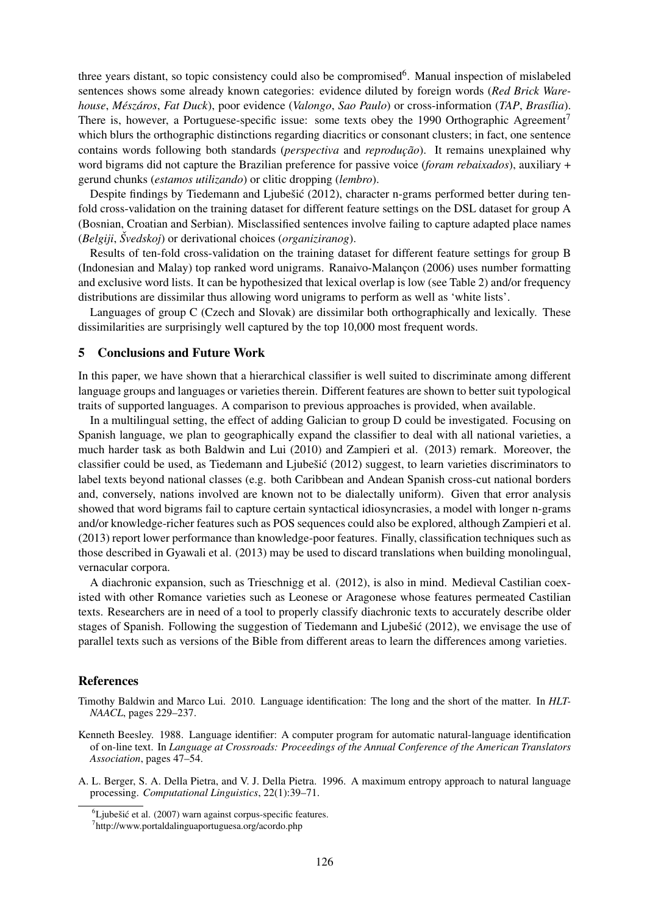three years distant, so topic consistency could also be compromised[6]. Manual inspection of mislabeled sentences shows some already known categories: evidence diluted by foreign words (*Red Brick Warehouse*, *Mészáros*, *Fat Duck*), poor evidence (*Valongo*, *Sao Paulo*) or cross-information (*TAP*, *Brasília*). There is, however, a Portuguese-specific issue: some texts obey the 1990 Orthographic Agreement[7] which blurs the orthographic distinctions regarding diacritics or consonant clusters; in fact, one sentence contains words following both standards (*perspectiva* and *reprodução*). It remains unexplained why word bigrams did not capture the Brazilian preference for passive voice (*foram rebaixados*), auxiliary + gerund chunks (*estamos utilizando*) or clitic dropping (*lembro*).

Despite findings by Tiedemann and Ljubešić (2012), character n-grams performed better during ten-fold cross-validation on the training dataset for different feature settings on the DSL dataset for group A (Bosnian, Croatian and Serbian). Misclassified sentences involve failing to capture adapted place names (*Belgiji*, *Švedskoj*) or derivational choices (*organiziranog*).

Results of ten-fold cross-validation on the training dataset for different feature settings for group B (Indonesian and Malay) top ranked word unigrams. Ranaivo-Malançon (2006) uses number formatting and exclusive word lists. It can be hypothesized that lexical overlap is low (see Table 2) and/or frequency distributions are dissimilar thus allowing word unigrams to perform as well as 'white lists'.

Languages of group C (Czech and Slovak) are dissimilar both orthographically and lexically. These dissimilarities are surprisingly well captured by the top 10,000 most frequent words.

## 5 Conclusions and Future Work

In this paper, we have shown that a hierarchical classifier is well suited to discriminate among different language groups and languages or varieties therein. Different features are shown to better suit typological traits of supported languages. A comparison to previous approaches is provided, when available.

In a multilingual setting, the effect of adding Galician to group D could be investigated. Focusing on Spanish language, we plan to geographically expand the classifier to deal with all national varieties, a much harder task as both Baldwin and Lui (2010) and Zampieri et al. (2013) remark. Moreover, the classifier could be used, as Tiedemann and Ljubešić (2012) suggest, to learn varieties discriminators to label texts beyond national classes (e.g. both Caribbean and Andean Spanish cross-cut national borders and, conversely, nations involved are known not to be dialectally uniform). Given that error analysis showed that word bigrams fail to capture certain syntactical idiosyncrasies, a model with longer n-grams and/or knowledge-richer features such as POS sequences could also be explored, although Zampieri et al. (2013) report lower performance than knowledge-poor features. Finally, classification techniques such as those described in Gyawali et al. (2013) may be used to discard translations when building monolingual, vernacular corpora.

A diachronic expansion, such as Trieschnigg et al. (2012), is also in mind. Medieval Castilian coexisted with other Romance varieties such as Leonese or Aragonese whose features permeated Castilian texts. Researchers are in need of a tool to properly classify diachronic texts to accurately describe older stages of Spanish. Following the suggestion of Tiedemann and Ljubešić (2012), we envisage the use of parallel texts such as versions of the Bible from different areas to learn the differences among varieties.

## References

Timothy Baldwin and Marco Lui. 2010. Language identification: The long and the short of the matter. In *HLT-NAACL*, pages 229–237.

Kenneth Beesley. 1988. Language identifier: A computer program for automatic natural-language identification of on-line text. In *Language at Crossroads: Proceedings of the Annual Conference of the American Translators Association*, pages 47–54.

A. L. Berger, S. A. Della Pietra, and V. J. Della Pietra. 1996. A maximum entropy approach to natural language processing. *Computational Linguistics*, 22(1):39–71.

[6] Ljubešić et al. (2007) warn against corpus-specific features.

[7] http://www.portaldalinguaportuguesa.org/acordo.php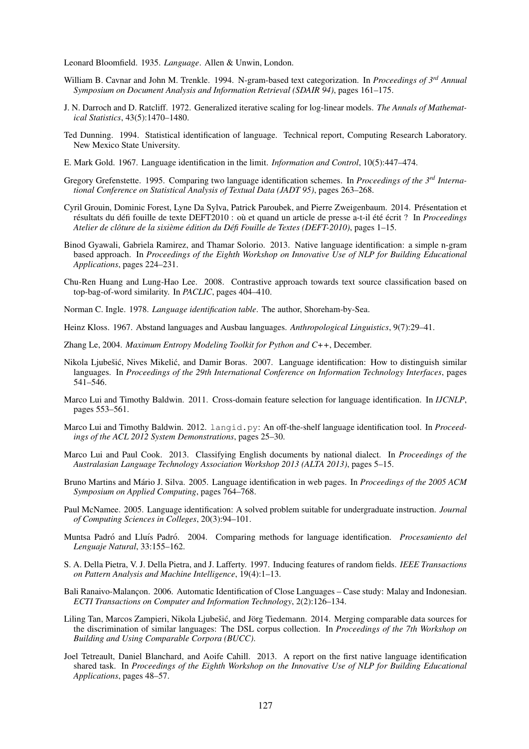Leonard Bloomfield. 1935. *Language*. Allen & Unwin, London.

William B. Cavnar and John M. Trenkle. 1994. N-gram-based text categorization. In *Proceedings of 3rd Annual Symposium on Document Analysis and Information Retrieval (SDAIR 94)*, pages 161–175.

J. N. Darroch and D. Ratcliff. 1972. Generalized iterative scaling for log-linear models. *The Annals of Mathematical Statistics*, 43(5):1470–1480.

Ted Dunning. 1994. Statistical identification of language. Technical report, Computing Research Laboratory. New Mexico State University.

E. Mark Gold. 1967. Language identification in the limit. *Information and Control*, 10(5):447–474.

Gregory Grefenstette. 1995. Comparing two language identification schemes. In *Proceedings of the 3rd International Conference on Statistical Analysis of Textual Data (JADT 95)*, pages 263–268.

Cyril Grouin, Dominic Forest, Lyne Da Sylva, Patrick Paroubek, and Pierre Zweigenbaum. 2014. Présentation et résultats du défi fouille de texte DEFT2010 : où et quand un article de presse a-t-il été écrit ? In *Proceedings Atelier de clôture de la sixième édition du Défi Fouille de Textes (DEFT-2010)*, pages 1–15.

Binod Gyawali, Gabriela Ramirez, and Thamar Solorio. 2013. Native language identification: a simple n-gram based approach. In *Proceedings of the Eighth Workshop on Innovative Use of NLP for Building Educational Applications*, pages 224–231.

Chu-Ren Huang and Lung-Hao Lee. 2008. Contrastive approach towards text source classification based on top-bag-of-word similarity. In *PACLIC*, pages 404–410.

Norman C. Ingle. 1978. *Language identification table*. The author, Shoreham-by-Sea.

Heinz Kloss. 1967. Abstand languages and Ausbau languages. *Anthropological Linguistics*, 9(7):29–41.

Zhang Le, 2004. *Maximum Entropy Modeling Toolkit for Python and C++*, December.

Nikola Ljubešić, Nives Mikelić, and Damir Boras. 2007. Language identification: How to distinguish similar languages. In *Proceedings of the 29th International Conference on Information Technology Interfaces*, pages 541–546.

Marco Lui and Timothy Baldwin. 2011. Cross-domain feature selection for language identification. In *IJCNLP*, pages 553–561.

Marco Lui and Timothy Baldwin. 2012. langid.py: An off-the-shelf language identification tool. In *Proceedings of the ACL 2012 System Demonstrations*, pages 25–30.

Marco Lui and Paul Cook. 2013. Classifying English documents by national dialect. In *Proceedings of the Australasian Language Technology Association Workshop 2013 (ALTA 2013)*, pages 5–15.

Bruno Martins and Mário J. Silva. 2005. Language identification in web pages. In *Proceedings of the 2005 ACM Symposium on Applied Computing*, pages 764–768.

Paul McNamee. 2005. Language identification: A solved problem suitable for undergraduate instruction. *Journal of Computing Sciences in Colleges*, 20(3):94–101.

Muntsa Padró and Lluís Padró. 2004. Comparing methods for language identification. *Procesamiento del Lenguaje Natural*, 33:155–162.

S. A. Della Pietra, V. J. Della Pietra, and J. Lafferty. 1997. Inducing features of random fields. *IEEE Transactions on Pattern Analysis and Machine Intelligence*, 19(4):1–13.

Bali Ranaivo-Malançon. 2006. Automatic Identification of Close Languages – Case study: Malay and Indonesian. *ECTI Transactions on Computer and Information Technology*, 2(2):126–134.

Liling Tan, Marcos Zampieri, Nikola Ljubešić, and Jörg Tiedemann. 2014. Merging comparable data sources for the discrimination of similar languages: The DSL corpus collection. In *Proceedings of the 7th Workshop on Building and Using Comparable Corpora (BUCC)*.

Joel Tetreault, Daniel Blanchard, and Aoife Cahill. 2013. A report on the first native language identification shared task. In *Proceedings of the Eighth Workshop on the Innovative Use of NLP for Building Educational Applications*, pages 48–57.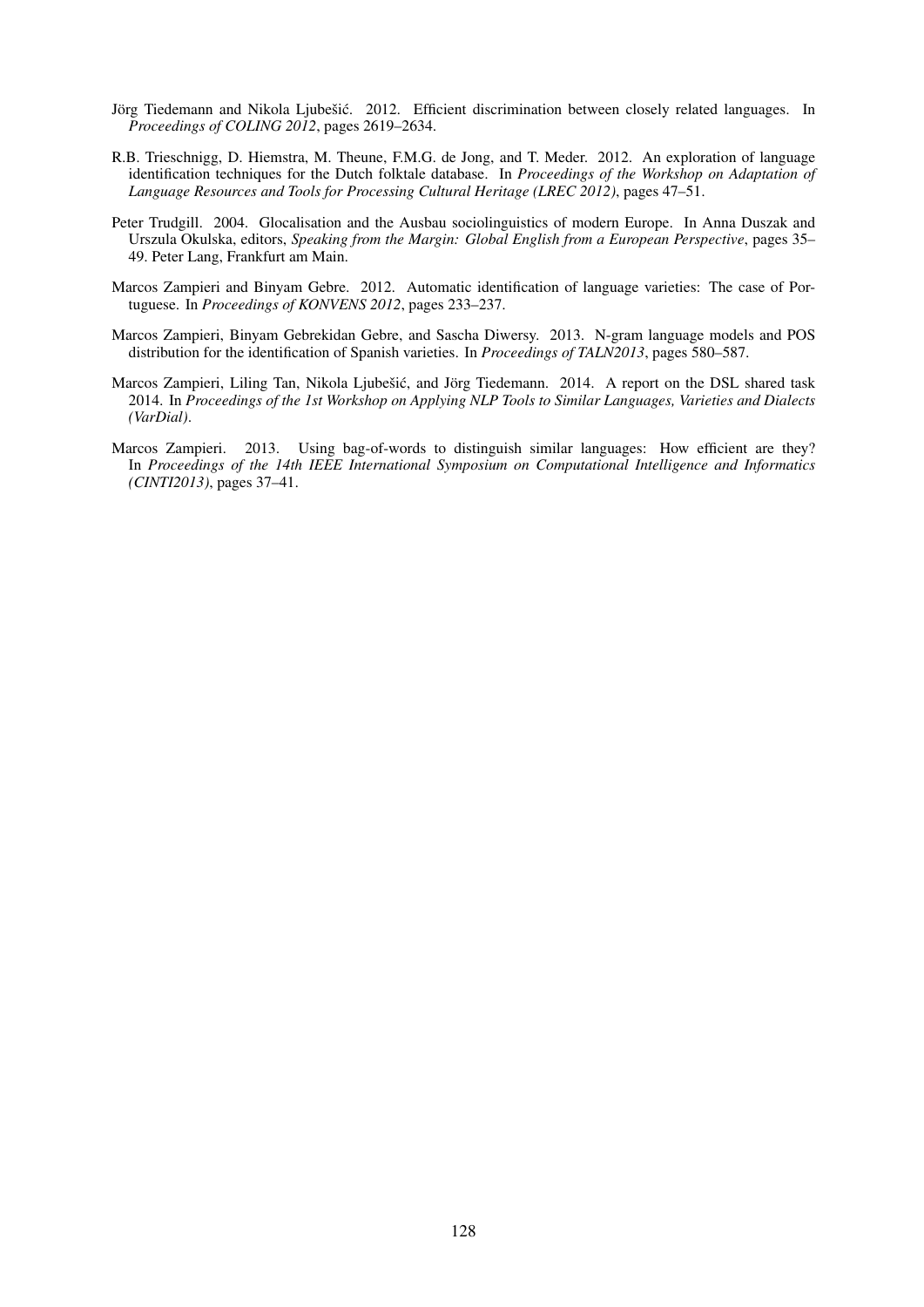Jörg Tiedemann and Nikola Ljubešić. 2012. Efficient discrimination between closely related languages. In *Proceedings of COLING 2012*, pages 2619–2634.

R.B. Trieschnigg, D. Hiemstra, M. Theune, F.M.G. de Jong, and T. Meder. 2012. An exploration of language identification techniques for the Dutch folktale database. In *Proceedings of the Workshop on Adaptation of Language Resources and Tools for Processing Cultural Heritage (LREC 2012)*, pages 47–51.

Peter Trudgill. 2004. Glocalisation and the Ausbau sociolinguistics of modern Europe. In Anna Duszak and Urszula Okulska, editors, *Speaking from the Margin: Global English from a European Perspective*, pages 35–49. Peter Lang, Frankfurt am Main.

Marcos Zampieri and Binyam Gebre. 2012. Automatic identification of language varieties: The case of Portuguese. In *Proceedings of KONVENS 2012*, pages 233–237.

Marcos Zampieri, Binyam Gebrekidan Gebre, and Sascha Diwersy. 2013. N-gram language models and POS distribution for the identification of Spanish varieties. In *Proceedings of TALN2013*, pages 580–587.

Marcos Zampieri, Liling Tan, Nikola Ljubešić, and Jörg Tiedemann. 2014. A report on the DSL shared task 2014. In *Proceedings of the 1st Workshop on Applying NLP Tools to Similar Languages, Varieties and Dialects (VarDial)*.

Marcos Zampieri. 2013. Using bag-of-words to distinguish similar languages: How efficient are they? In *Proceedings of the 14th IEEE International Symposium on Computational Intelligence and Informatics (CINTI2013)*, pages 37–41.